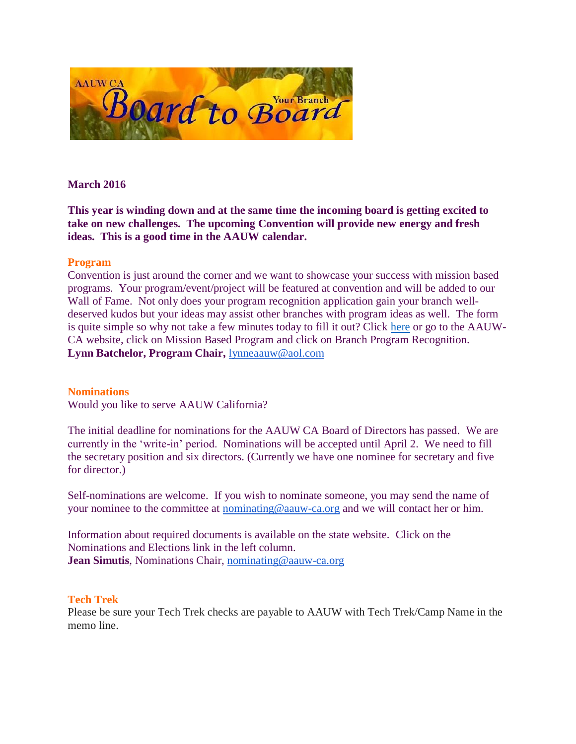AAUW CA Board to Board — Your Branch

**March 2016**

**This year is winding down and at the same time the incoming board is getting excited to take on new challenges. The upcoming Convention will provide new energy and fresh ideas. This is a good time in the AAUW calendar.**

## Program

Convention is just around the corner and we want to showcase your success with mission based programs. Your program/event/project will be featured at convention and will be added to our Wall of Fame. Not only does your program recognition application gain your branch well-deserved kudos but your ideas may assist other branches with program ideas as well. The form is quite simple so why not take a few minutes today to fill it out? Click here or go to the AAUW-CA website, click on Mission Based Program and click on Branch Program Recognition.
**Lynn Batchelor, Program Chair,** lynneaauw@aol.com

## Nominations

Would you like to serve AAUW California?

The initial deadline for nominations for the AAUW CA Board of Directors has passed. We are currently in the 'write-in' period. Nominations will be accepted until April 2. We need to fill the secretary position and six directors. (Currently we have one nominee for secretary and five for director.)

Self-nominations are welcome. If you wish to nominate someone, you may send the name of your nominee to the committee at nominating@aauw-ca.org and we will contact her or him.

Information about required documents is available on the state website. Click on the Nominations and Elections link in the left column.
**Jean Simutis**, Nominations Chair, nominating@aauw-ca.org

## Tech Trek

Please be sure your Tech Trek checks are payable to AAUW with Tech Trek/Camp Name in the memo line.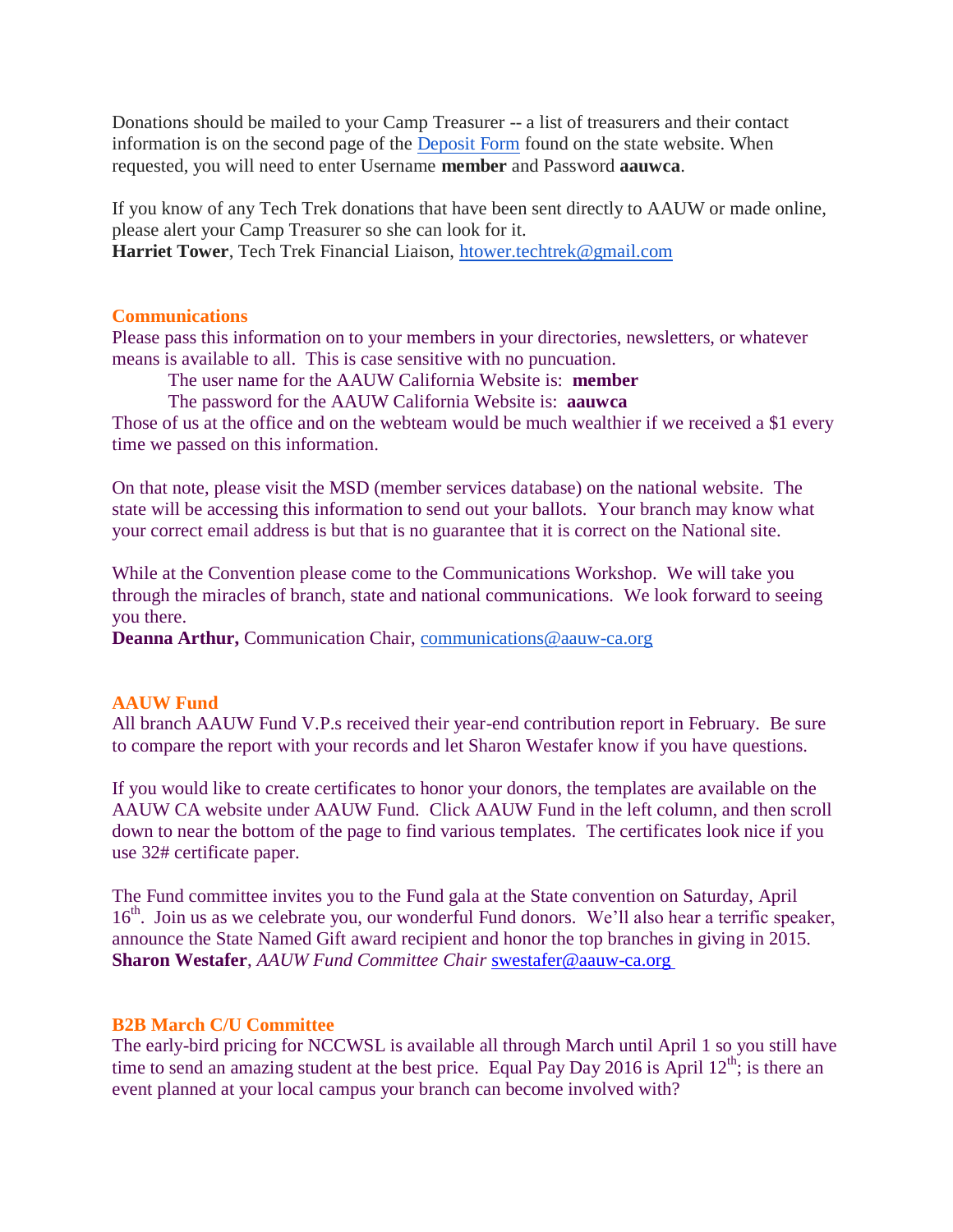Donations should be mailed to your Camp Treasurer -- a list of treasurers and their contact information is on the second page of the Deposit Form found on the state website. When requested, you will need to enter Username **member** and Password **aauwca**.

If you know of any Tech Trek donations that have been sent directly to AAUW or made online, please alert your Camp Treasurer so she can look for it.
**Harriet Tower**, Tech Trek Financial Liaison, htower.techtrek@gmail.com

## Communications

Please pass this information on to your members in your directories, newsletters, or whatever means is available to all. This is case sensitive with no puncuation.

The user name for the AAUW California Website is: **member**
The password for the AAUW California Website is: **aauwca**

Those of us at the office and on the webteam would be much wealthier if we received a $1 every time we passed on this information.

On that note, please visit the MSD (member services database) on the national website. The state will be accessing this information to send out your ballots. Your branch may know what your correct email address is but that is no guarantee that it is correct on the National site.

While at the Convention please come to the Communications Workshop. We will take you through the miracles of branch, state and national communications. We look forward to seeing you there.
**Deanna Arthur,** Communication Chair, communications@aauw-ca.org

## AAUW Fund

All branch AAUW Fund V.P.s received their year-end contribution report in February. Be sure to compare the report with your records and let Sharon Westafer know if you have questions.

If you would like to create certificates to honor your donors, the templates are available on the AAUW CA website under AAUW Fund. Click AAUW Fund in the left column, and then scroll down to near the bottom of the page to find various templates. The certificates look nice if you use 32# certificate paper.

The Fund committee invites you to the Fund gala at the State convention on Saturday, April 16th. Join us as we celebrate you, our wonderful Fund donors. We'll also hear a terrific speaker, announce the State Named Gift award recipient and honor the top branches in giving in 2015.
**Sharon Westafer**, *AAUW Fund Committee Chair* swestafer@aauw-ca.org

## B2B March C/U Committee

The early-bird pricing for NCCWSL is available all through March until April 1 so you still have time to send an amazing student at the best price. Equal Pay Day 2016 is April 12th; is there an event planned at your local campus your branch can become involved with?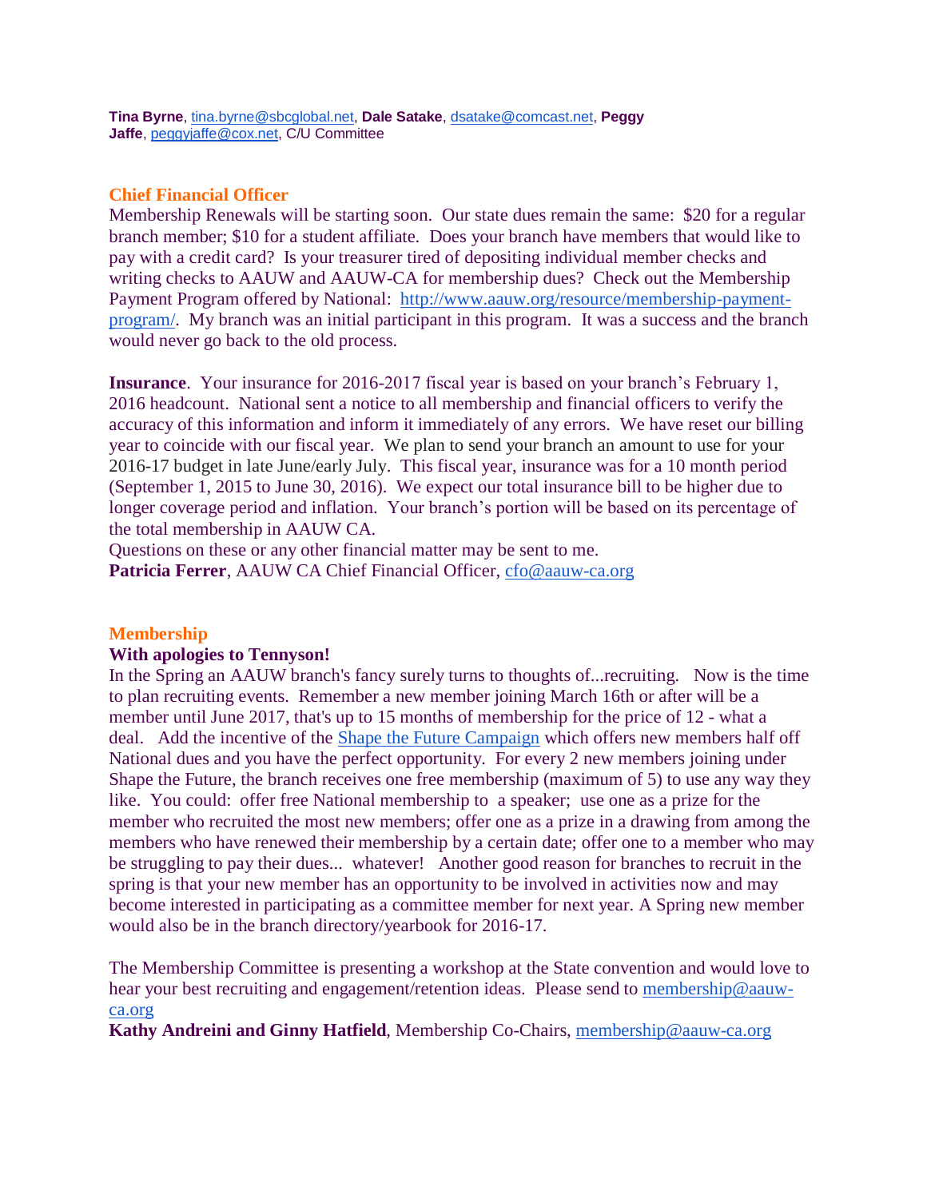**Tina Byrne**, tina.byrne@sbcglobal.net, **Dale Satake**, dsatake@comcast.net, **Peggy Jaffe**, peggyjaffe@cox.net, C/U Committee

## Chief Financial Officer

Membership Renewals will be starting soon. Our state dues remain the same: $20 for a regular branch member; $10 for a student affiliate. Does your branch have members that would like to pay with a credit card? Is your treasurer tired of depositing individual member checks and writing checks to AAUW and AAUW-CA for membership dues? Check out the Membership Payment Program offered by National: http://www.aauw.org/resource/membership-payment-program/. My branch was an initial participant in this program. It was a success and the branch would never go back to the old process.

**Insurance**. Your insurance for 2016-2017 fiscal year is based on your branch's February 1, 2016 headcount. National sent a notice to all membership and financial officers to verify the accuracy of this information and inform it immediately of any errors. We have reset our billing year to coincide with our fiscal year. We plan to send your branch an amount to use for your 2016-17 budget in late June/early July. This fiscal year, insurance was for a 10 month period (September 1, 2015 to June 30, 2016). We expect our total insurance bill to be higher due to longer coverage period and inflation. Your branch's portion will be based on its percentage of the total membership in AAUW CA.
Questions on these or any other financial matter may be sent to me.
**Patricia Ferrer**, AAUW CA Chief Financial Officer, cfo@aauw-ca.org

## Membership

**With apologies to Tennyson!**
In the Spring an AAUW branch's fancy surely turns to thoughts of...recruiting. Now is the time to plan recruiting events. Remember a new member joining March 16th or after will be a member until June 2017, that's up to 15 months of membership for the price of 12 - what a deal. Add the incentive of the Shape the Future Campaign which offers new members half off National dues and you have the perfect opportunity. For every 2 new members joining under Shape the Future, the branch receives one free membership (maximum of 5) to use any way they like. You could: offer free National membership to a speaker; use one as a prize for the member who recruited the most new members; offer one as a prize in a drawing from among the members who have renewed their membership by a certain date; offer one to a member who may be struggling to pay their dues... whatever! Another good reason for branches to recruit in the spring is that your new member has an opportunity to be involved in activities now and may become interested in participating as a committee member for next year. A Spring new member would also be in the branch directory/yearbook for 2016-17.

The Membership Committee is presenting a workshop at the State convention and would love to hear your best recruiting and engagement/retention ideas. Please send to membership@aauw-ca.org
**Kathy Andreini and Ginny Hatfield**, Membership Co-Chairs, membership@aauw-ca.org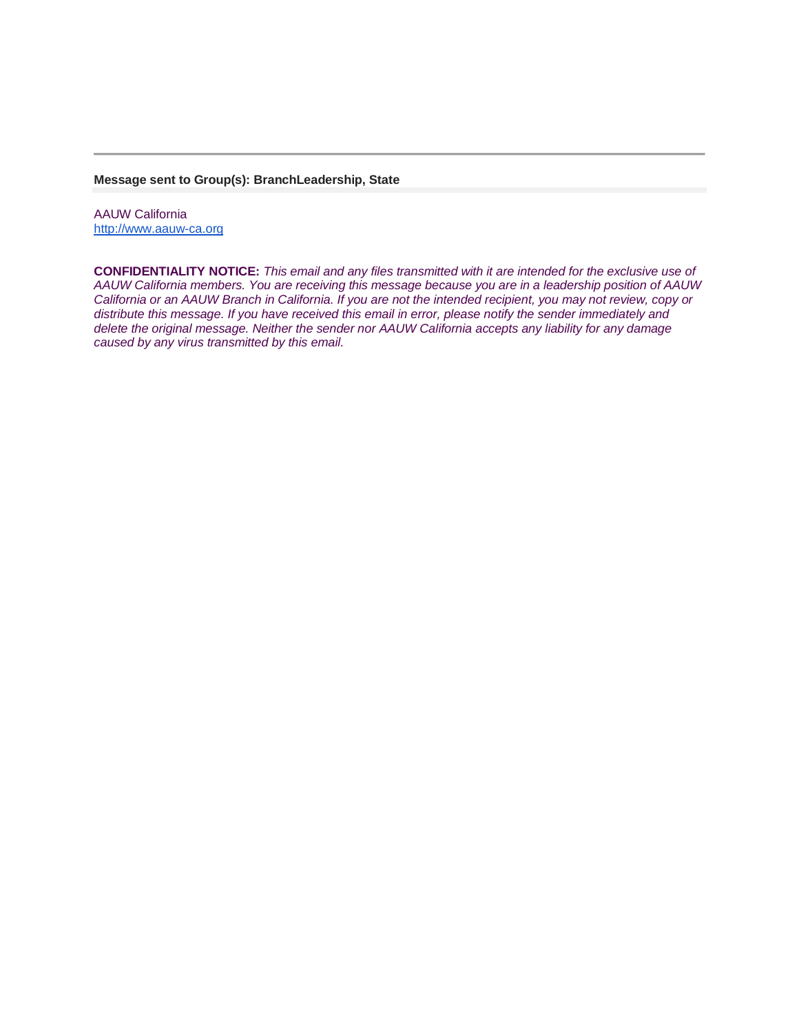---

**Message sent to Group(s): BranchLeadership, State**

AAUW California
[http://www.aauw-ca.org](http://www.aauw-ca.org)

**CONFIDENTIALITY NOTICE:** *This email and any files transmitted with it are intended for the exclusive use of AAUW California members. You are receiving this message because you are in a leadership position of AAUW California or an AAUW Branch in California. If you are not the intended recipient, you may not review, copy or distribute this message. If you have received this email in error, please notify the sender immediately and delete the original message. Neither the sender nor AAUW California accepts any liability for any damage caused by any virus transmitted by this email.*